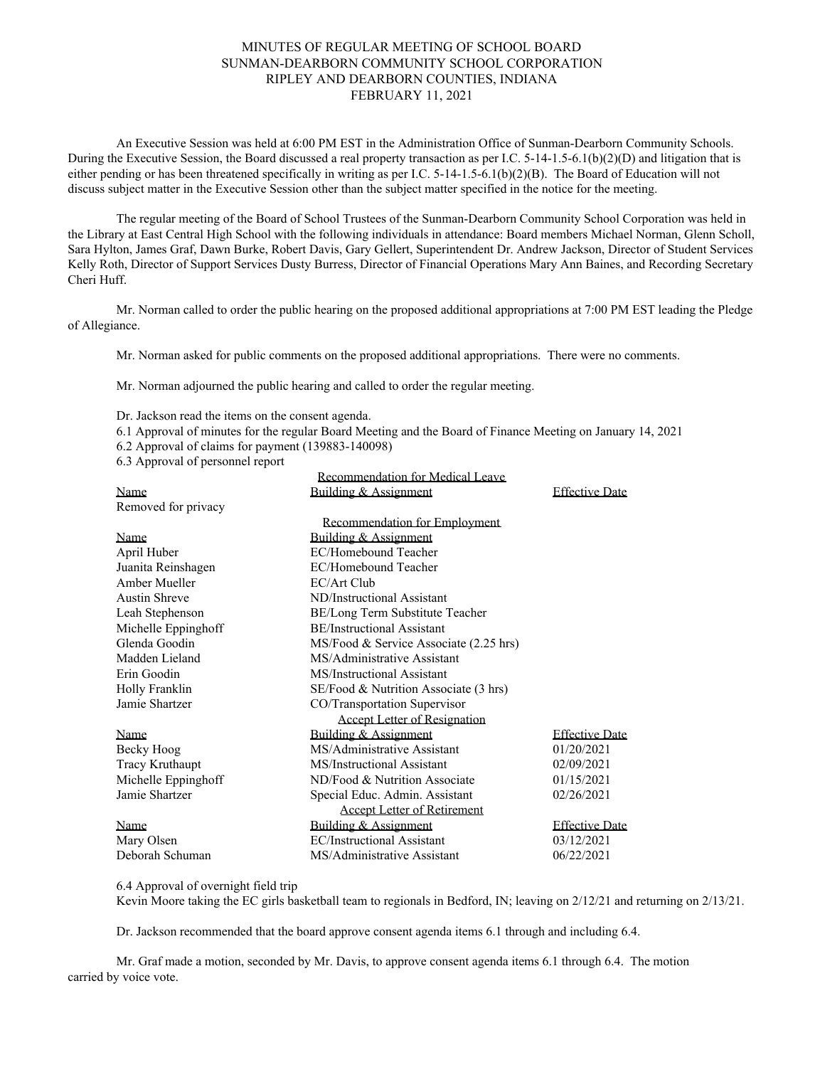MINUTES OF REGULAR MEETING OF SCHOOL BOARD
SUNMAN-DEARBORN COMMUNITY SCHOOL CORPORATION
RIPLEY AND DEARBORN COUNTIES, INDIANA
FEBRUARY 11, 2021

An Executive Session was held at 6:00 PM EST in the Administration Office of Sunman-Dearborn Community Schools. During the Executive Session, the Board discussed a real property transaction as per I.C. 5-14-1.5-6.1(b)(2)(D) and litigation that is either pending or has been threatened specifically in writing as per I.C. 5-14-1.5-6.1(b)(2)(B). The Board of Education will not discuss subject matter in the Executive Session other than the subject matter specified in the notice for the meeting.

The regular meeting of the Board of School Trustees of the Sunman-Dearborn Community School Corporation was held in the Library at East Central High School with the following individuals in attendance: Board members Michael Norman, Glenn Scholl, Sara Hylton, James Graf, Dawn Burke, Robert Davis, Gary Gellert, Superintendent Dr. Andrew Jackson, Director of Student Services Kelly Roth, Director of Support Services Dusty Burress, Director of Financial Operations Mary Ann Baines, and Recording Secretary Cheri Huff.

Mr. Norman called to order the public hearing on the proposed additional appropriations at 7:00 PM EST leading the Pledge of Allegiance.

Mr. Norman asked for public comments on the proposed additional appropriations. There were no comments.

Mr. Norman adjourned the public hearing and called to order the regular meeting.

Dr. Jackson read the items on the consent agenda.

6.1 Approval of minutes for the regular Board Meeting and the Board of Finance Meeting on January 14, 2021

6.2 Approval of claims for payment (139883-140098)

6.3 Approval of personnel report

Recommendation for Medical Leave

| Name | Building & Assignment | Effective Date |
|---|---|---|
| Removed for privacy | | |

Recommendation for Employment

| Name | Building & Assignment |
|---|---|
| April Huber | EC/Homebound Teacher |
| Juanita Reinshagen | EC/Homebound Teacher |
| Amber Mueller | EC/Art Club |
| Austin Shreve | ND/Instructional Assistant |
| Leah Stephenson | BE/Long Term Substitute Teacher |
| Michelle Eppinghoff | BE/Instructional Assistant |
| Glenda Goodin | MS/Food & Service Associate (2.25 hrs) |
| Madden Lieland | MS/Administrative Assistant |
| Erin Goodin | MS/Instructional Assistant |
| Holly Franklin | SE/Food & Nutrition Associate (3 hrs) |
| Jamie Shartzer | CO/Transportation Supervisor |

Accept Letter of Resignation

| Name | Building & Assignment | Effective Date |
|---|---|---|
| Becky Hoog | MS/Administrative Assistant | 01/20/2021 |
| Tracy Kruthaupt | MS/Instructional Assistant | 02/09/2021 |
| Michelle Eppinghoff | ND/Food & Nutrition Associate | 01/15/2021 |
| Jamie Shartzer | Special Educ. Admin. Assistant | 02/26/2021 |

Accept Letter of Retirement

| Name | Building & Assignment | Effective Date |
|---|---|---|
| Mary Olsen | EC/Instructional Assistant | 03/12/2021 |
| Deborah Schuman | MS/Administrative Assistant | 06/22/2021 |

6.4 Approval of overnight field trip

Kevin Moore taking the EC girls basketball team to regionals in Bedford, IN; leaving on 2/12/21 and returning on 2/13/21.

Dr. Jackson recommended that the board approve consent agenda items 6.1 through and including 6.4.

Mr. Graf made a motion, seconded by Mr. Davis, to approve consent agenda items 6.1 through 6.4. The motion carried by voice vote.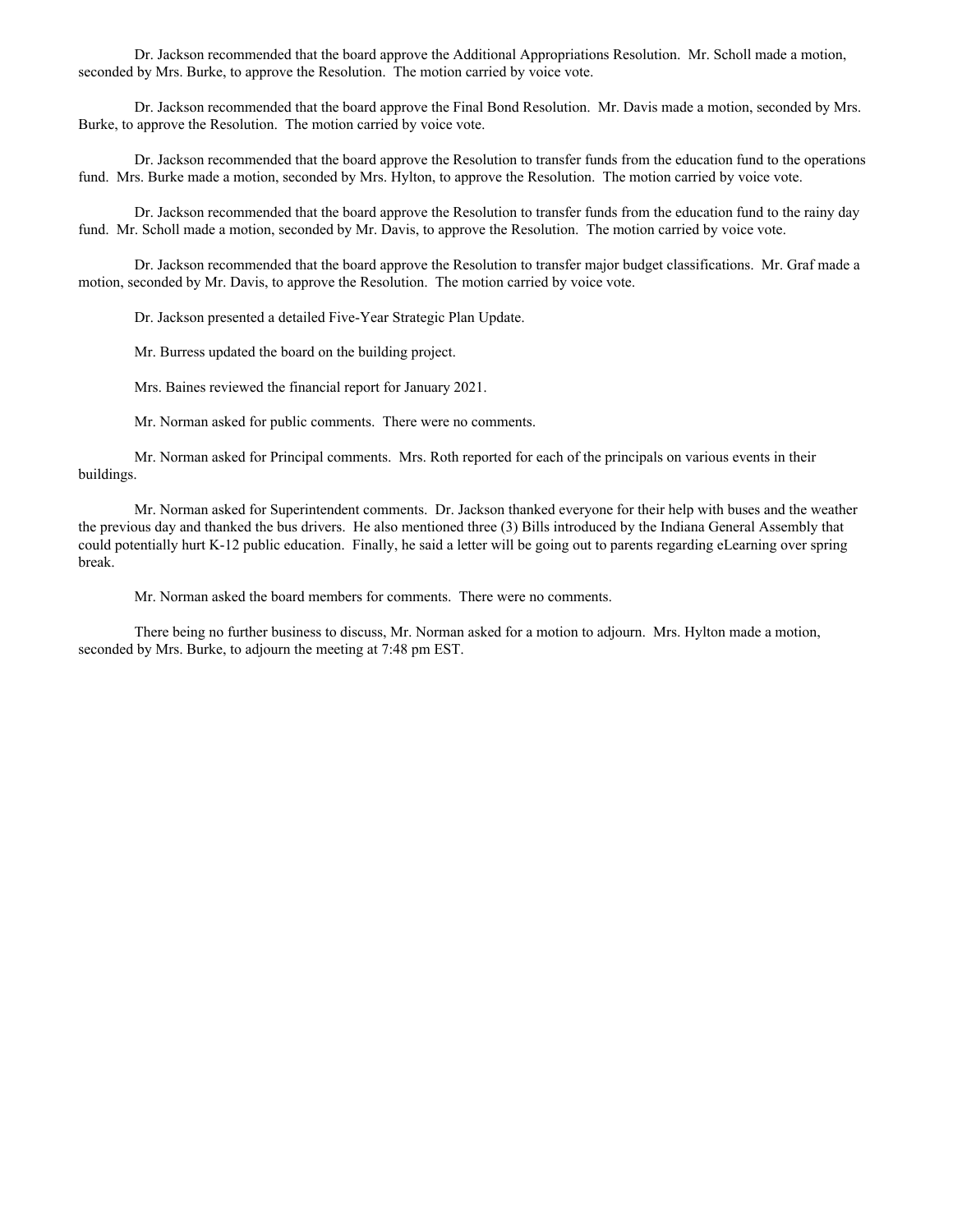Dr. Jackson recommended that the board approve the Additional Appropriations Resolution. Mr. Scholl made a motion, seconded by Mrs. Burke, to approve the Resolution. The motion carried by voice vote.

Dr. Jackson recommended that the board approve the Final Bond Resolution. Mr. Davis made a motion, seconded by Mrs. Burke, to approve the Resolution. The motion carried by voice vote.

Dr. Jackson recommended that the board approve the Resolution to transfer funds from the education fund to the operations fund. Mrs. Burke made a motion, seconded by Mrs. Hylton, to approve the Resolution. The motion carried by voice vote.

Dr. Jackson recommended that the board approve the Resolution to transfer funds from the education fund to the rainy day fund. Mr. Scholl made a motion, seconded by Mr. Davis, to approve the Resolution. The motion carried by voice vote.

Dr. Jackson recommended that the board approve the Resolution to transfer major budget classifications. Mr. Graf made a motion, seconded by Mr. Davis, to approve the Resolution. The motion carried by voice vote.

Dr. Jackson presented a detailed Five-Year Strategic Plan Update.

Mr. Burress updated the board on the building project.

Mrs. Baines reviewed the financial report for January 2021.

Mr. Norman asked for public comments. There were no comments.

Mr. Norman asked for Principal comments. Mrs. Roth reported for each of the principals on various events in their buildings.

Mr. Norman asked for Superintendent comments. Dr. Jackson thanked everyone for their help with buses and the weather the previous day and thanked the bus drivers. He also mentioned three (3) Bills introduced by the Indiana General Assembly that could potentially hurt K-12 public education. Finally, he said a letter will be going out to parents regarding eLearning over spring break.

Mr. Norman asked the board members for comments. There were no comments.

There being no further business to discuss, Mr. Norman asked for a motion to adjourn. Mrs. Hylton made a motion, seconded by Mrs. Burke, to adjourn the meeting at 7:48 pm EST.